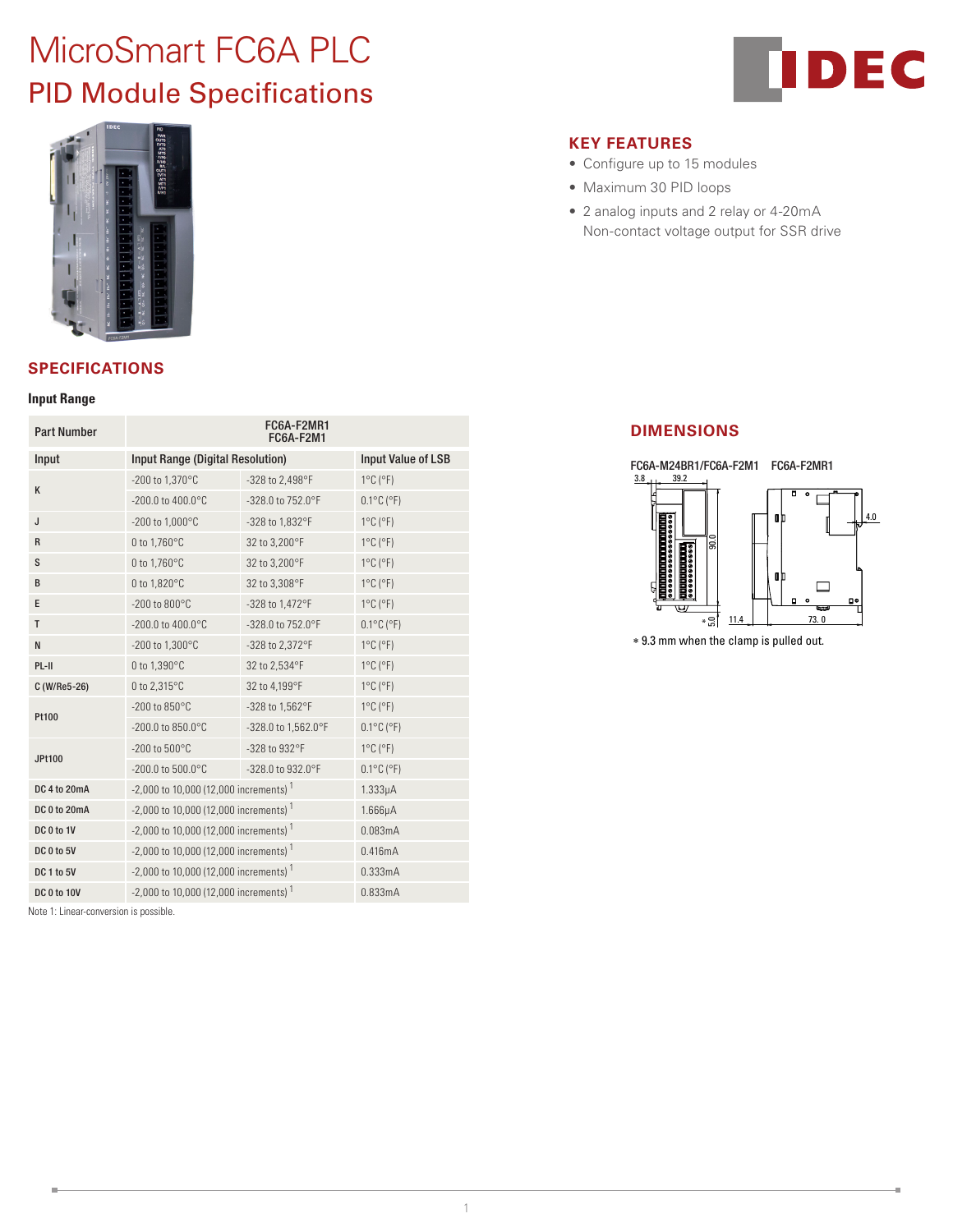# MicroSmart FC6A PLC

## PID Module Specifications

### KEY FEATURES

- Configure up to 15 modules
- Maximum 30 PID loops
- 2 analog inputs and 2 relay or 4-20mA Non-contact voltage output for SSR drive

### SPECIFICATIONS

**Input Range**

| Part Number | FC6A-F2MR1 FC6A-F2M1 | | |
|---|---|---|---|
| Input | Input Range (Digital Resolution) | | Input Value of LSB |
| K | -200 to 1,370°C | -328 to 2,498°F | 1°C (°F) |
| | -200.0 to 400.0°C | -328.0 to 752.0°F | 0.1°C (°F) |
| J | -200 to 1,000°C | -328 to 1,832°F | 1°C (°F) |
| R | 0 to 1,760°C | 32 to 3,200°F | 1°C (°F) |
| S | 0 to 1,760°C | 32 to 3,200°F | 1°C (°F) |
| B | 0 to 1,820°C | 32 to 3,308°F | 1°C (°F) |
| E | -200 to 800°C | -328 to 1,472°F | 1°C (°F) |
| T | -200.0 to 400.0°C | -328.0 to 752.0°F | 0.1°C (°F) |
| N | -200 to 1,300°C | -328 to 2,372°F | 1°C (°F) |
| PL-II | 0 to 1,390°C | 32 to 2,534°F | 1°C (°F) |
| C (W/Re5-26) | 0 to 2,315°C | 32 to 4,199°F | 1°C (°F) |
| Pt100 | -200 to 850°C | -328 to 1,562°F | 1°C (°F) |
| | -200.0 to 850.0°C | -328.0 to 1,562.0°F | 0.1°C (°F) |
| JPt100 | -200 to 500°C | -328 to 932°F | 1°C (°F) |
| | -200.0 to 500.0°C | -328.0 to 932.0°F | 0.1°C (°F) |
| DC 4 to 20mA | -2,000 to 10,000 (12,000 increments) [1] | | 1.333μA |
| DC 0 to 20mA | -2,000 to 10,000 (12,000 increments) [1] | | 1.666μA |
| DC 0 to 1V | -2,000 to 10,000 (12,000 increments) [1] | | 0.083mA |
| DC 0 to 5V | -2,000 to 10,000 (12,000 increments) [1] | | 0.416mA |
| DC 1 to 5V | -2,000 to 10,000 (12,000 increments) [1] | | 0.333mA |
| DC 0 to 10V | -2,000 to 10,000 (12,000 increments) [1] | | 0.833mA |

Note 1: Linear-conversion is possible.

### DIMENSIONS

FC6A-M24BR1/FC6A-F2M1 FC6A-F2MR1

\* 9.3 mm when the clamp is pulled out.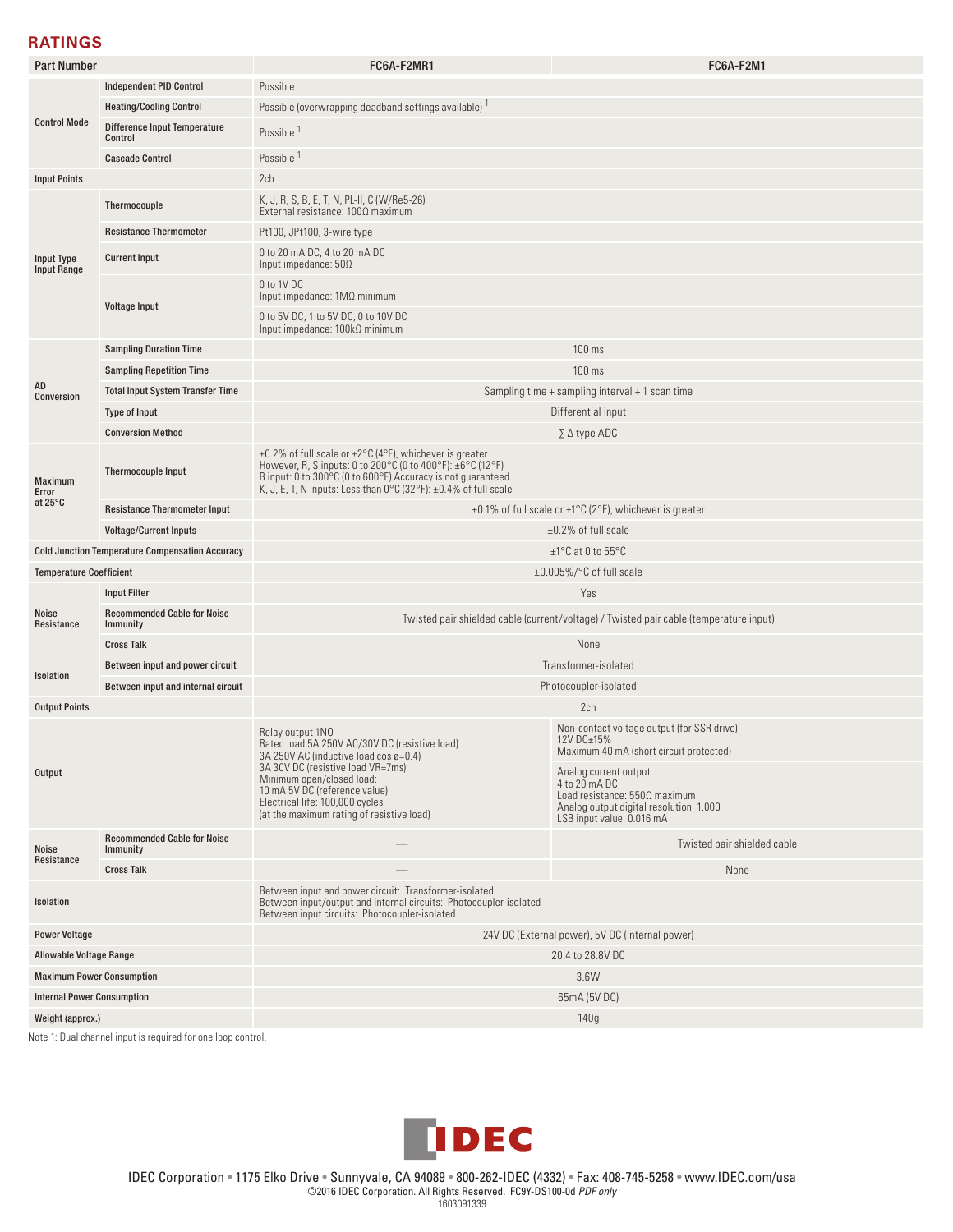## RATINGS

| Part Number | | FC6A-F2MR1 | FC6A-F2M1 |
|---|---|---|---|
| Control Mode | Independent PID Control | Possible | |
| | Heating/Cooling Control | Possible (overwrapping deadband settings available) [1] | |
| | Difference Input Temperature Control | Possible [1] | |
| | Cascade Control | Possible [1] | |
| Input Points | | 2ch | |
| Input Type Input Range | Thermocouple | K, J, R, S, B, E, T, N, PL-II, C (W/Re5-26) External resistance: 100Ω maximum | |
| | Resistance Thermometer | Pt100, JPt100, 3-wire type | |
| | Current Input | 0 to 20 mA DC, 4 to 20 mA DC Input impedance: 50Ω | |
| | Voltage Input | 0 to 1V DC Input impedance: 1MΩ minimum | |
| | | 0 to 5V DC, 1 to 5V DC, 0 to 10V DC Input impedance: 100kΩ minimum | |
| AD Conversion | Sampling Duration Time | 100 ms | |
| | Sampling Repetition Time | 100 ms | |
| | Total Input System Transfer Time | Sampling time + sampling interval + 1 scan time | |
| | Type of Input | Differential input | |
| | Conversion Method | ∑ Δ type ADC | |
| Maximum Error at 25°C | Thermocouple Input | ±0.2% of full scale or ±2°C (4°F), whichever is greater However, R, S inputs: 0 to 200°C (0 to 400°F): ±6°C (12°F) B input: 0 to 300°C (0 to 600°F) Accuracy is not guaranteed. K, J, E, T, N inputs: Less than 0°C (32°F): ±0.4% of full scale | |
| | Resistance Thermometer Input | ±0.1% of full scale or ±1°C (2°F), whichever is greater | |
| | Voltage/Current Inputs | ±0.2% of full scale | |
| Cold Junction Temperature Compensation Accuracy | | ±1°C at 0 to 55°C | |
| Temperature Coefficient | | ±0.005%/°C of full scale | |
| Noise Resistance | Input Filter | Yes | |
| | Recommended Cable for Noise Immunity | Twisted pair shielded cable (current/voltage) / Twisted pair cable (temperature input) | |
| | Cross Talk | None | |
| Isolation | Between input and power circuit | Transformer-isolated | |
| | Between input and internal circuit | Photocoupler-isolated | |
| Output Points | | 2ch | |
| Output | | Relay output 1NO Rated load 5A 250V AC/30V DC (resistive load) 3A 250V AC (inductive load cos ø=0.4) 3A 30V DC (resistive load VR=7ms) Minimum open/closed load: 10 mA 5V DC (reference value) Electrical life: 100,000 cycles (at the maximum rating of resistive load) | Non-contact voltage output (for SSR drive) 12V DC±15% Maximum 40 mA (short circuit protected) |
| | | | Analog current output 4 to 20 mA DC Load resistance: 550Ω maximum Analog output digital resolution: 1,000 LSB input value: 0.016 mA |
| Noise Resistance | Recommended Cable for Noise Immunity | — | Twisted pair shielded cable |
| | Cross Talk | — | None |
| Isolation | | Between input and power circuit: Transformer-isolated Between input/output and internal circuits: Photocoupler-isolated Between input circuits: Photocoupler-isolated | |
| Power Voltage | | 24V DC (External power), 5V DC (Internal power) | |
| Allowable Voltage Range | | 20.4 to 28.8V DC | |
| Maximum Power Consumption | | 3.6W | |
| Internal Power Consumption | | 65mA (5V DC) | |
| Weight (approx.) | | 140g | |

Note 1: Dual channel input is required for one loop control.

IDEC

IDEC Corporation • 1175 Elko Drive • Sunnyvale, CA 94089 • 800-262-IDEC (4332) • Fax: 408-745-5258 • www.IDEC.com/usa

©2016 IDEC Corporation. All Rights Reserved. FC9Y-DS100-0d *PDF only*

1603091339